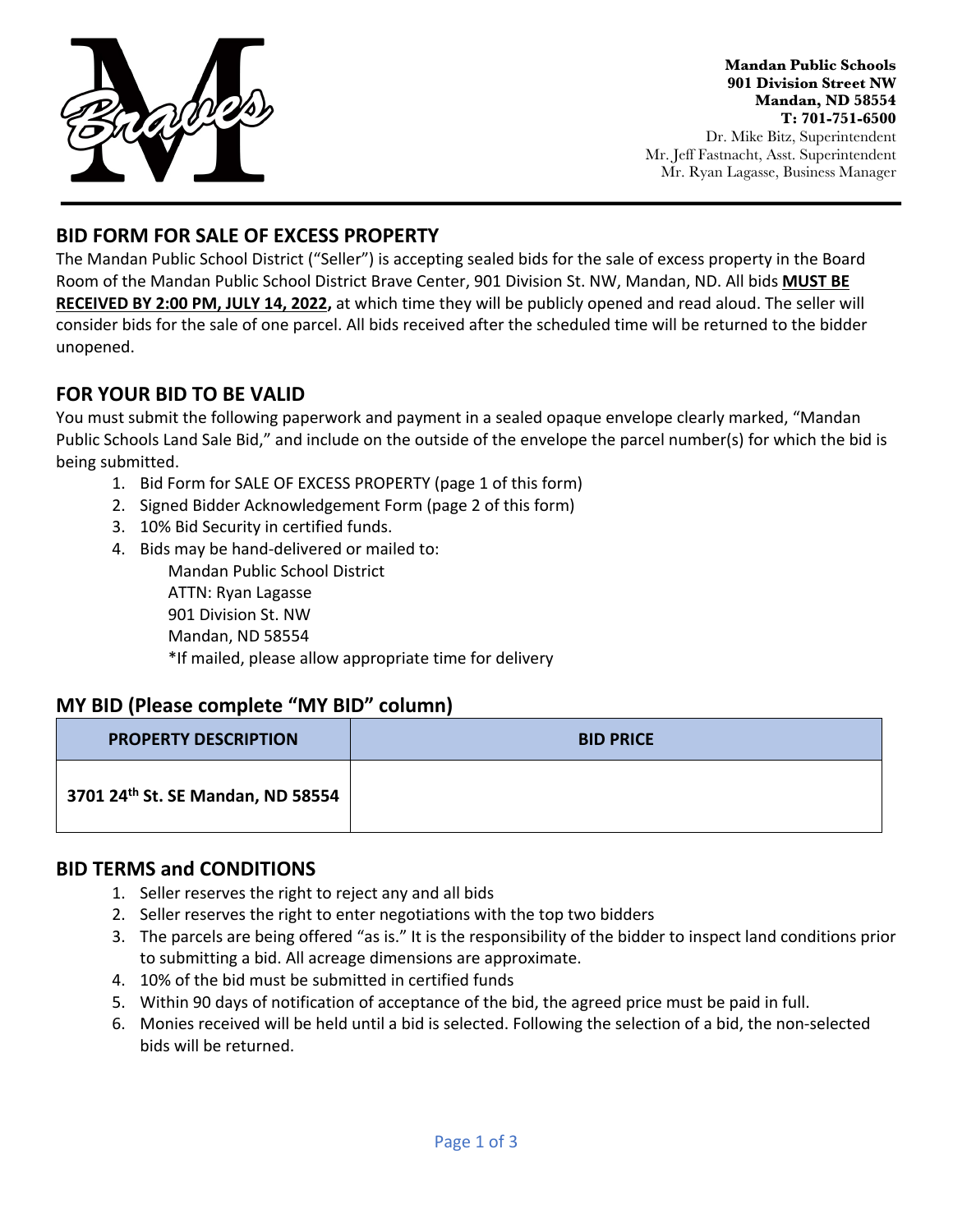**Mandan Public Schools**
**901 Division Street NW**
**Mandan, ND 58554**
**T: 701-751-6500**
Dr. Mike Bitz, Superintendent
Mr. Jeff Fastnacht, Asst. Superintendent
Mr. Ryan Lagasse, Business Manager

## BID FORM FOR SALE OF EXCESS PROPERTY

The Mandan Public School District ("Seller") is accepting sealed bids for the sale of excess property in the Board Room of the Mandan Public School District Brave Center, 901 Division St. NW, Mandan, ND. All bids **MUST BE RECEIVED BY 2:00 PM, JULY 14, 2022,** at which time they will be publicly opened and read aloud. The seller will consider bids for the sale of one parcel. All bids received after the scheduled time will be returned to the bidder unopened.

## FOR YOUR BID TO BE VALID

You must submit the following paperwork and payment in a sealed opaque envelope clearly marked, "Mandan Public Schools Land Sale Bid," and include on the outside of the envelope the parcel number(s) for which the bid is being submitted.

1. Bid Form for SALE OF EXCESS PROPERTY (page 1 of this form)
2. Signed Bidder Acknowledgement Form (page 2 of this form)
3. 10% Bid Security in certified funds.
4. Bids may be hand-delivered or mailed to:
   Mandan Public School District
   ATTN: Ryan Lagasse
   901 Division St. NW
   Mandan, ND 58554
   *If mailed, please allow appropriate time for delivery

## MY BID (Please complete "MY BID" column)

| PROPERTY DESCRIPTION | BID PRICE |
| --- | --- |
| **3701 24th St. SE Mandan, ND 58554** | |

## BID TERMS and CONDITIONS

1. Seller reserves the right to reject any and all bids
2. Seller reserves the right to enter negotiations with the top two bidders
3. The parcels are being offered "as is." It is the responsibility of the bidder to inspect land conditions prior to submitting a bid. All acreage dimensions are approximate.
4. 10% of the bid must be submitted in certified funds
5. Within 90 days of notification of acceptance of the bid, the agreed price must be paid in full.
6. Monies received will be held until a bid is selected. Following the selection of a bid, the non-selected bids will be returned.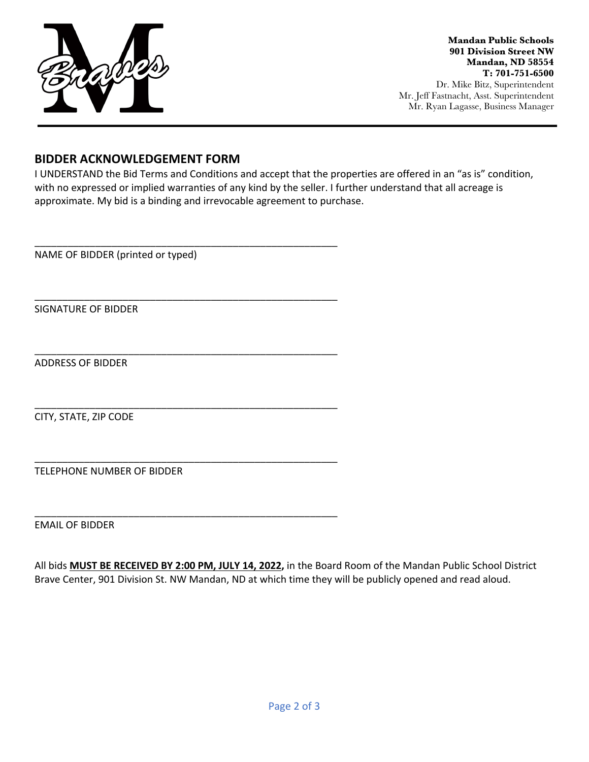**Mandan Public Schools**
**901 Division Street NW**
**Mandan, ND 58554**
**T: 701-751-6500**
Dr. Mike Bitz, Superintendent
Mr. Jeff Fastnacht, Asst. Superintendent
Mr. Ryan Lagasse, Business Manager

## BIDDER ACKNOWLEDGEMENT FORM

I UNDERSTAND the Bid Terms and Conditions and accept that the properties are offered in an "as is" condition, with no expressed or implied warranties of any kind by the seller. I further understand that all acreage is approximate. My bid is a binding and irrevocable agreement to purchase.

\_\_\_\_\_\_\_\_\_\_\_\_\_\_\_\_\_\_\_\_\_\_\_\_\_\_\_\_\_\_\_\_\_\_\_\_\_\_\_\_\_\_\_\_\_\_\_\_\_\_\_\_
NAME OF BIDDER (printed or typed)

\_\_\_\_\_\_\_\_\_\_\_\_\_\_\_\_\_\_\_\_\_\_\_\_\_\_\_\_\_\_\_\_\_\_\_\_\_\_\_\_\_\_\_\_\_\_\_\_\_\_\_\_
SIGNATURE OF BIDDER

\_\_\_\_\_\_\_\_\_\_\_\_\_\_\_\_\_\_\_\_\_\_\_\_\_\_\_\_\_\_\_\_\_\_\_\_\_\_\_\_\_\_\_\_\_\_\_\_\_\_\_\_
ADDRESS OF BIDDER

\_\_\_\_\_\_\_\_\_\_\_\_\_\_\_\_\_\_\_\_\_\_\_\_\_\_\_\_\_\_\_\_\_\_\_\_\_\_\_\_\_\_\_\_\_\_\_\_\_\_\_\_
CITY, STATE, ZIP CODE

\_\_\_\_\_\_\_\_\_\_\_\_\_\_\_\_\_\_\_\_\_\_\_\_\_\_\_\_\_\_\_\_\_\_\_\_\_\_\_\_\_\_\_\_\_\_\_\_\_\_\_\_
TELEPHONE NUMBER OF BIDDER

\_\_\_\_\_\_\_\_\_\_\_\_\_\_\_\_\_\_\_\_\_\_\_\_\_\_\_\_\_\_\_\_\_\_\_\_\_\_\_\_\_\_\_\_\_\_\_\_\_\_\_\_
EMAIL OF BIDDER

All bids **MUST BE RECEIVED BY 2:00 PM, JULY 14, 2022,** in the Board Room of the Mandan Public School District Brave Center, 901 Division St. NW Mandan, ND at which time they will be publicly opened and read aloud.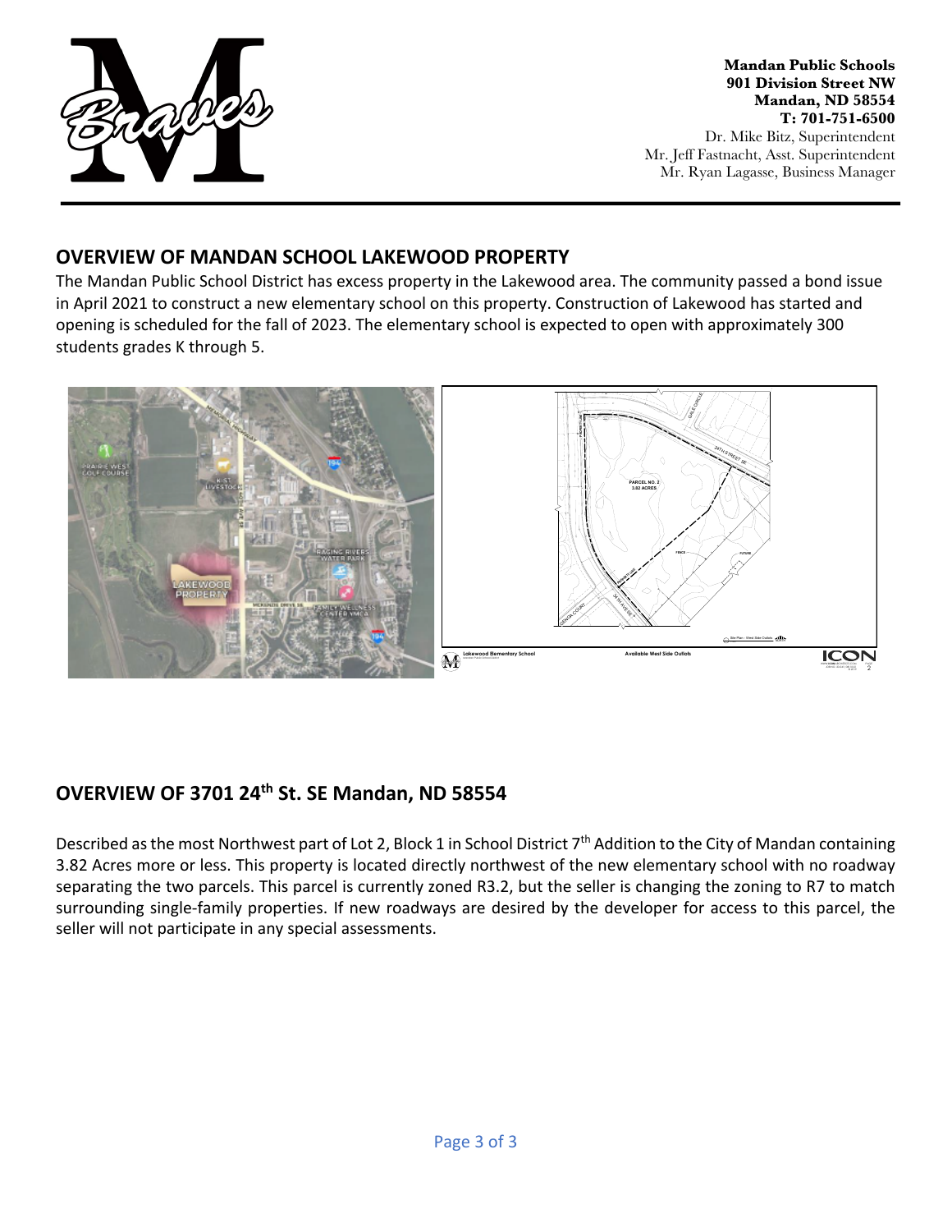**Mandan Public Schools**
**901 Division Street NW**
**Mandan, ND 58554**
**T: 701-751-6500**
Dr. Mike Bitz, Superintendent
Mr. Jeff Fastnacht, Asst. Superintendent
Mr. Ryan Lagasse, Business Manager

## OVERVIEW OF MANDAN SCHOOL LAKEWOOD PROPERTY

The Mandan Public School District has excess property in the Lakewood area. The community passed a bond issue in April 2021 to construct a new elementary school on this property. Construction of Lakewood has started and opening is scheduled for the fall of 2023. The elementary school is expected to open with approximately 300 students grades K through 5.

## OVERVIEW OF 3701 24th St. SE Mandan, ND 58554

Described as the most Northwest part of Lot 2, Block 1 in School District 7th Addition to the City of Mandan containing 3.82 Acres more or less. This property is located directly northwest of the new elementary school with no roadway separating the two parcels. This parcel is currently zoned R3.2, but the seller is changing the zoning to R7 to match surrounding single-family properties. If new roadways are desired by the developer for access to this parcel, the seller will not participate in any special assessments.